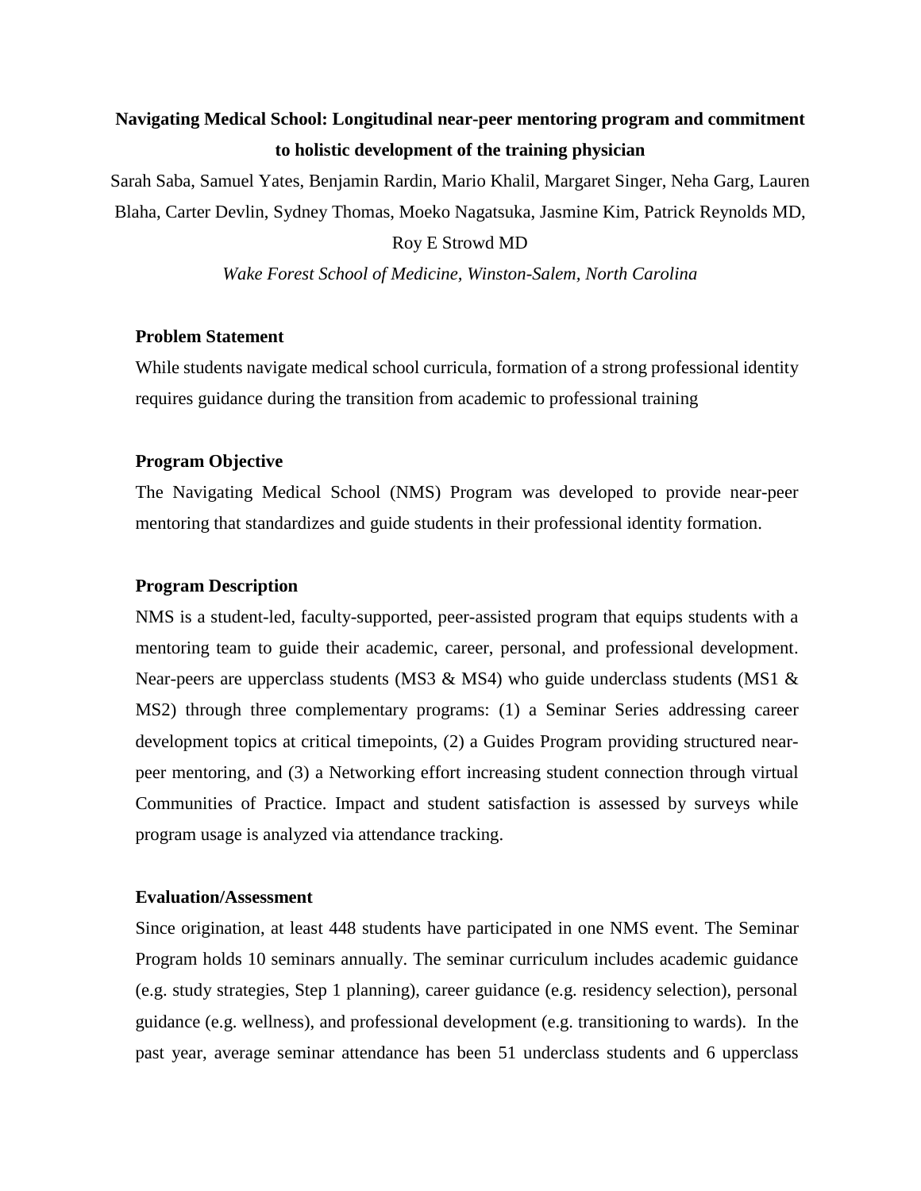# Navigating Medical School: Longitudinal near-peer mentoring program and commitment to holistic development of the training physician

Sarah Saba, Samuel Yates, Benjamin Rardin, Mario Khalil, Margaret Singer, Neha Garg, Lauren Blaha, Carter Devlin, Sydney Thomas, Moeko Nagatsuka, Jasmine Kim, Patrick Reynolds MD, Roy E Strowd MD

*Wake Forest School of Medicine, Winston-Salem, North Carolina*

## Problem Statement

While students navigate medical school curricula, formation of a strong professional identity requires guidance during the transition from academic to professional training

## Program Objective

The Navigating Medical School (NMS) Program was developed to provide near-peer mentoring that standardizes and guide students in their professional identity formation.

## Program Description

NMS is a student-led, faculty-supported, peer-assisted program that equips students with a mentoring team to guide their academic, career, personal, and professional development. Near-peers are upperclass students (MS3 & MS4) who guide underclass students (MS1 & MS2) through three complementary programs: (1) a Seminar Series addressing career development topics at critical timepoints, (2) a Guides Program providing structured near-peer mentoring, and (3) a Networking effort increasing student connection through virtual Communities of Practice. Impact and student satisfaction is assessed by surveys while program usage is analyzed via attendance tracking.

## Evaluation/Assessment

Since origination, at least 448 students have participated in one NMS event. The Seminar Program holds 10 seminars annually. The seminar curriculum includes academic guidance (e.g. study strategies, Step 1 planning), career guidance (e.g. residency selection), personal guidance (e.g. wellness), and professional development (e.g. transitioning to wards). In the past year, average seminar attendance has been 51 underclass students and 6 upperclass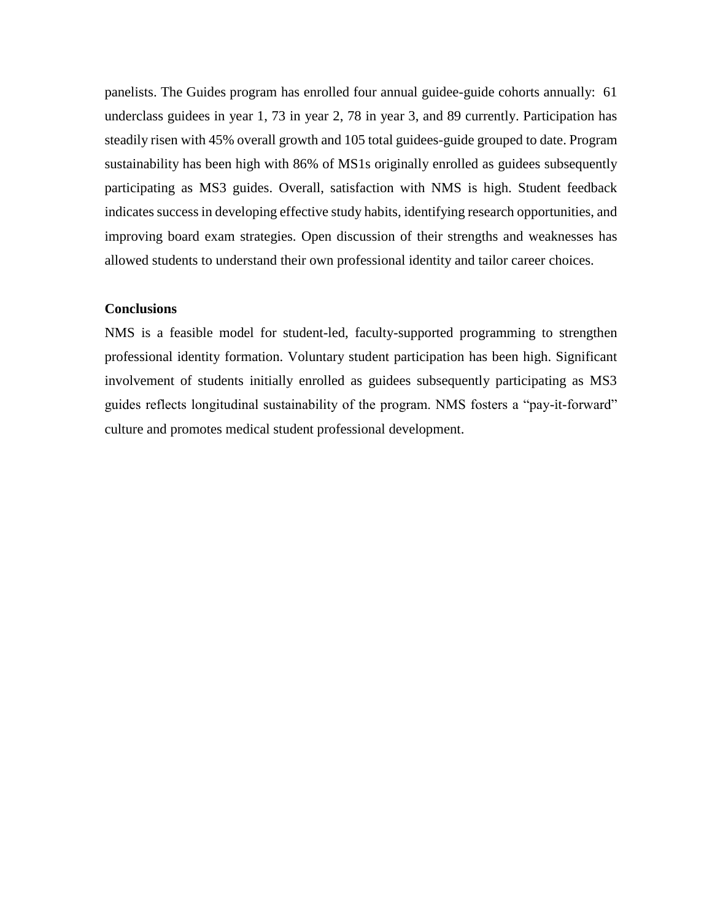panelists. The Guides program has enrolled four annual guidee-guide cohorts annually: 61 underclass guidees in year 1, 73 in year 2, 78 in year 3, and 89 currently. Participation has steadily risen with 45% overall growth and 105 total guidees-guide grouped to date. Program sustainability has been high with 86% of MS1s originally enrolled as guidees subsequently participating as MS3 guides. Overall, satisfaction with NMS is high. Student feedback indicates success in developing effective study habits, identifying research opportunities, and improving board exam strategies. Open discussion of their strengths and weaknesses has allowed students to understand their own professional identity and tailor career choices.

**Conclusions**

NMS is a feasible model for student-led, faculty-supported programming to strengthen professional identity formation. Voluntary student participation has been high. Significant involvement of students initially enrolled as guidees subsequently participating as MS3 guides reflects longitudinal sustainability of the program. NMS fosters a "pay-it-forward" culture and promotes medical student professional development.